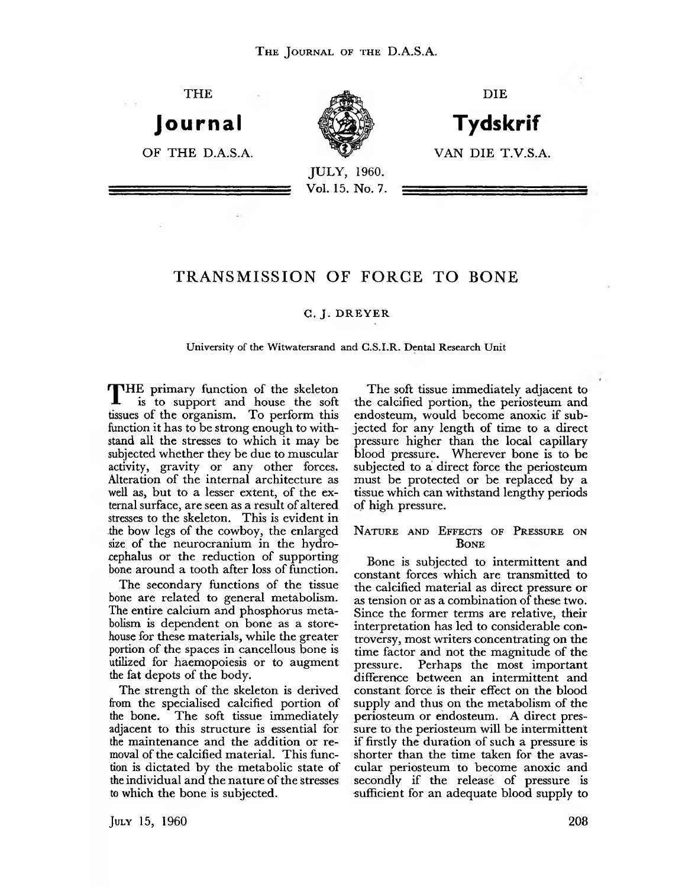# TRANSMISSION OF FORCE TO BONE

C. J. DREYER

University of the Witwatersrand and C.S.I.R. Dental Research Unit

THE primary function of the skeleton is to support and house the soft tissues of the organism. To perform this function it has to be strong enough to withstand all the stresses to which it may be subjected whether they be due to muscular activity, gravity or any other forces. Alteration of the internal architecture as well as, but to a lesser extent, of the external surface, are seen as a result of altered stresses to the skeleton. This is evident in the bow legs of the cowboy, the enlarged size of the neurocranium in the hydrocephalus or the reduction of supporting bone around a tooth after loss of function.

The secondary functions of the tissue bone are related to general metabolism. The entire calcium and phosphorus metabolism is dependent on bone as a storehouse for these materials, while the greater portion of the spaces in cancellous bone is utilized for haemopoiesis or to augment the fat depots of the body.

The strength of the skeleton is derived from the specialised calcified portion of the bone. The soft tissue immediately adjacent to this structure is essential for the maintenance and the addition or removal of the calcified material. This function is dictated by the metabolic state of the individual and the nature of the stresses to which the bone is subjected.

The soft tissue immediately adjacent to the calcified portion, the periosteum and endosteum, would become anoxic if subjected for any length of time to a direct pressure higher than the local capillary blood pressure. Wherever bone is to be subjected to a direct force the periosteum must be protected or be replaced by a tissue which can withstand lengthy periods of high pressure.

## Nature and Effects of Pressure on Bone

Bone is subjected to intermittent and constant forces which are transmitted to the calcified material as direct pressure or as tension or as a combination of these two. Since the former terms are relative, their interpretation has led to considerable controversy, most writers concentrating on the time factor and not the magnitude of the pressure. Perhaps the most important difference between an intermittent and constant force is their effect on the blood supply and thus on the metabolism of the periosteum or endosteum. A direct pressure to the periosteum will be intermittent if firstly the duration of such a pressure is shorter than the time taken for the avascular periosteum to become anoxic and secondly if the release of pressure is sufficient for an adequate blood supply to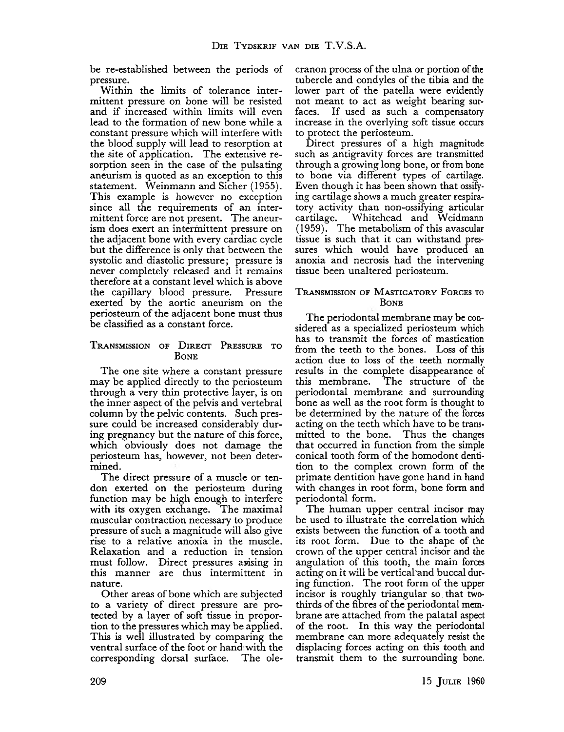be re-established between the periods of pressure.

Within the limits of tolerance intermittent pressure on bone will be resisted and if increased within limits will even lead to the formation of new bone while a constant pressure which will interfere with the blood supply will lead to resorption at the site of application. The extensive resorption seen in the case of the pulsating aneurism is quoted as an exception to this statement. Weinmann and Sicher (1955). This example is however no exception since all the requirements of an intermittent force are not present. The aneurism does exert an intermittent pressure on the adjacent bone with every cardiac cycle but the difference is only that between the systolic and diastolic pressure; pressure is never completely released and it remains therefore at a constant level which is above the capillary blood pressure. Pressure exerted by the aortic aneurism on the periosteum of the adjacent bone must thus be classified as a constant force.

## Transmission of Direct Pressure to Bone

The one site where a constant pressure may be applied directly to the periosteum through a very thin protective layer, is on the inner aspect of the pelvis and vertebral column by the pelvic contents. Such pressure could be increased considerably during pregnancy but the nature of this force, which obviously does not damage the periosteum has, however, not been determined.

The direct pressure of a muscle or tendon exerted on the periosteum during function may be high enough to interfere with its oxygen exchange. The maximal muscular contraction necessary to produce pressure of such a magnitude will also give rise to a relative anoxia in the muscle. Relaxation and a reduction in tension must follow. Direct pressures arising in this manner are thus intermittent in nature.

Other areas of bone which are subjected to a variety of direct pressure are protected by a layer of soft tissue in proportion to the pressures which may be applied. This is well illustrated by comparing the ventral surface of the foot or hand with the corresponding dorsal surface. The olecranon process of the ulna or portion of the tubercle and condyles of the tibia and the lower part of the patella were evidently not meant to act as weight bearing surfaces. If used as such a compensatory increase in the overlying soft tissue occurs to protect the periosteum.

Direct pressures of a high magnitude such as antigravity forces are transmitted through a growing long bone, or from bone to bone via different types of cartilage. Even though it has been shown that ossifying cartilage shows a much greater respiratory activity than non-ossifying articular cartilage. Whitehead and Weidmann (1959). The metabolism of this avascular tissue is such that it can withstand pressures which would have produced an anoxia and necrosis had the intervening tissue been unaltered periosteum.

## Transmission of Masticatory Forces to Bone

The periodontal membrane may be considered as a specialized periosteum which has to transmit the forces of mastication from the teeth to the bones. Loss of this action due to loss of the teeth normally results in the complete disappearance of this membrane. The structure of the periodontal membrane and surrounding bone as well as the root form is thought to be determined by the nature of the forces acting on the teeth which have to be transmitted to the bone. Thus the changes that occurred in function from the simple conical tooth form of the homodont dentition to the complex crown form of the primate dentition have gone hand in hand with changes in root form, bone form and periodontal form.

The human upper central incisor may be used to illustrate the correlation which exists between the function of a tooth and its root form. Due to the shape of the crown of the upper central incisor and the angulation of this tooth, the main forces acting on it will be vertical and buccal during function. The root form of the upper incisor is roughly triangular so that two-thirds of the fibres of the periodontal membrane are attached from the palatal aspect of the root. In this way the periodontal membrane can more adequately resist the displacing forces acting on this tooth and transmit them to the surrounding bone.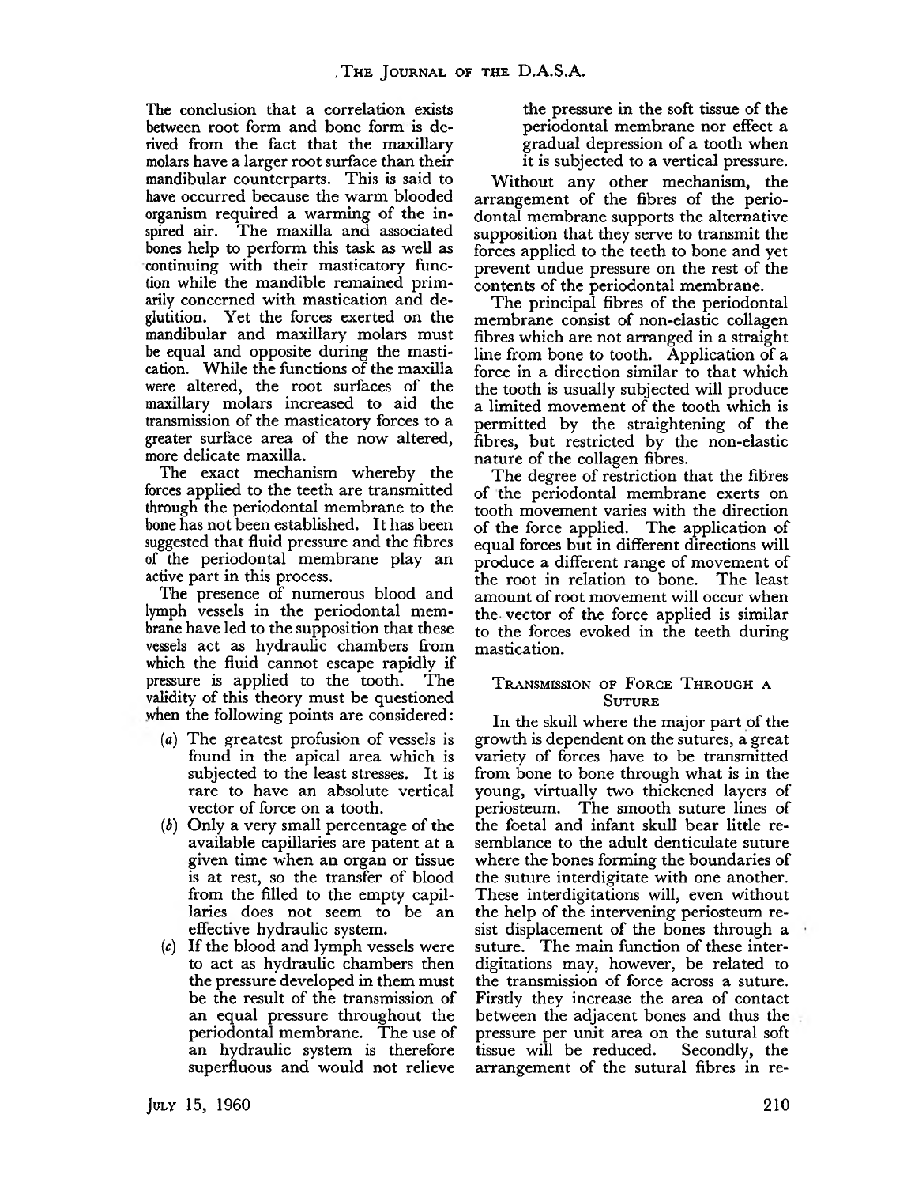The conclusion that a correlation exists between root form and bone form is derived from the fact that the maxillary molars have a larger root surface than their mandibular counterparts. This is said to have occurred because the warm blooded organism required a warming of the inspired air. The maxilla and associated bones help to perform this task as well as continuing with their masticatory function while the mandible remained primarily concerned with mastication and deglutition. Yet the forces exerted on the mandibular and maxillary molars must be equal and opposite during the mastication. While the functions of the maxilla were altered, the root surfaces of the maxillary molars increased to aid the transmission of the masticatory forces to a greater surface area of the now altered, more delicate maxilla.

The exact mechanism whereby the forces applied to the teeth are transmitted through the periodontal membrane to the bone has not been established. It has been suggested that fluid pressure and the fibres of the periodontal membrane play an active part in this process.

The presence of numerous blood and lymph vessels in the periodontal membrane have led to the supposition that these vessels act as hydraulic chambers from which the fluid cannot escape rapidly if pressure is applied to the tooth. The validity of this theory must be questioned when the following points are considered:

(*a*) The greatest profusion of vessels is found in the apical area which is subjected to the least stresses. It is rare to have an absolute vertical vector of force on a tooth.

(*b*) Only a very small percentage of the available capillaries are patent at a given time when an organ or tissue is at rest, so the transfer of blood from the filled to the empty capillaries does not seem to be an effective hydraulic system.

(*c*) If the blood and lymph vessels were to act as hydraulic chambers then the pressure developed in them must be the result of the transmission of an equal pressure throughout the periodontal membrane. The use of an hydraulic system is therefore superfluous and would not relieve the pressure in the soft tissue of the periodontal membrane nor effect a gradual depression of a tooth when it is subjected to a vertical pressure.

Without any other mechanism, the arrangement of the fibres of the periodontal membrane supports the alternative supposition that they serve to transmit the forces applied to the teeth to bone and yet prevent undue pressure on the rest of the contents of the periodontal membrane.

The principal fibres of the periodontal membrane consist of non-elastic collagen fibres which are not arranged in a straight line from bone to tooth. Application of a force in a direction similar to that which the tooth is usually subjected will produce a limited movement of the tooth which is permitted by the straightening of the fibres, but restricted by the non-elastic nature of the collagen fibres.

The degree of restriction that the fibres of the periodontal membrane exerts on tooth movement varies with the direction of the force applied. The application of equal forces but in different directions will produce a different range of movement of the root in relation to bone. The least amount of root movement will occur when the vector of the force applied is similar to the forces evoked in the teeth during mastication.

## Transmission of Force Through a Suture

In the skull where the major part of the growth is dependent on the sutures, a great variety of forces have to be transmitted from bone to bone through what is in the young, virtually two thickened layers of periosteum. The smooth suture lines of the foetal and infant skull bear little resemblance to the adult denticulate suture where the bones forming the boundaries of the suture interdigitate with one another. These interdigitations will, even without the help of the intervening periosteum resist displacement of the bones through a suture. The main function of these interdigitations may, however, be related to the transmission of force across a suture. Firstly they increase the area of contact between the adjacent bones and thus the pressure per unit area on the sutural soft tissue will be reduced. Secondly, the arrangement of the sutural fibres in re-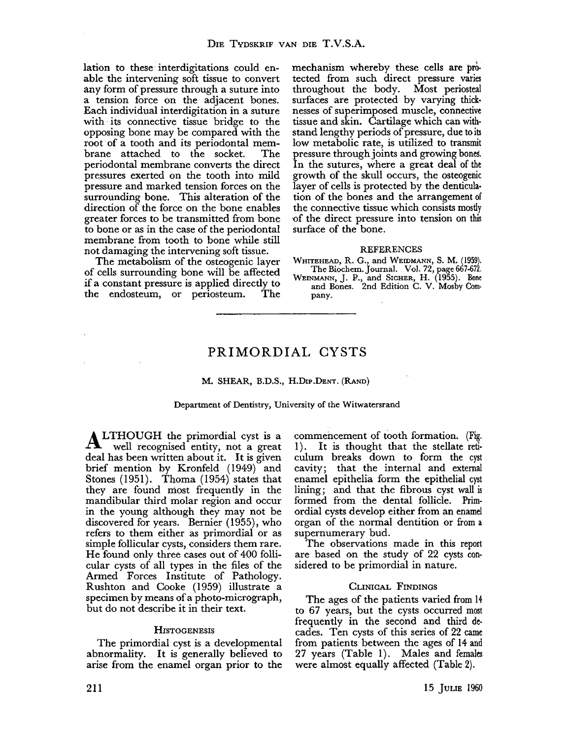lation to these interdigitations could enable the intervening soft tissue to convert any form of pressure through a suture into a tension force on the adjacent bones. Each individual interdigitation in a suture with its connective tissue bridge to the opposing bone may be compared with the root of a tooth and its periodontal membrane attached to the socket. The periodontal membrane converts the direct pressures exerted on the tooth into mild pressure and marked tension forces on the surrounding bone. This alteration of the direction of the force on the bone enables greater forces to be transmitted from bone to bone or as in the case of the periodontal membrane from tooth to bone while still not damaging the intervening soft tissue.

The metabolism of the osteogenic layer of cells surrounding bone will be affected if a constant pressure is applied directly to the endosteum, or periosteum. The mechanism whereby these cells are protected from such direct pressure varies throughout the body. Most periosteal surfaces are protected by varying thicknesses of superimposed muscle, connective tissue and skin. Cartilage which can withstand lengthy periods of pressure, due to its low metabolic rate, is utilized to transmit pressure through joints and growing bones. In the sutures, where a great deal of the growth of the skull occurs, the osteogenic layer of cells is protected by the denticulation of the bones and the arrangement of the connective tissue which consists mostly of the direct pressure into tension on this surface of the bone.

### REFERENCES

WHITEHEAD, R. G., and WEIDMANN, S. M. (1959). The Biochem. Journal. Vol. 72, page 667-672.

WEINMANN, J. P., and SICHER, H. (1955). Bone and Bones. 2nd Edition C. V. Mosby Company.

# PRIMORDIAL CYSTS

M. SHEAR, B.D.S., H.DIP.DENT. (RAND)

Department of Dentistry, University of the Witwatersrand

ALTHOUGH the primordial cyst is a well recognised entity, not a great deal has been written about it. It is given brief mention by Kronfeld (1949) and Stones (1951). Thoma (1954) states that they are found most frequently in the mandibular third molar region and occur in the young although they may not be discovered for years. Bernier (1955), who refers to them either as primordial or as simple follicular cysts, considers them rare. He found only three cases out of 400 follicular cysts of all types in the files of the Armed Forces Institute of Pathology. Rushton and Cooke (1959) illustrate a specimen by means of a photo-micrograph, but do not describe it in their text.

## HISTOGENESIS

The primordial cyst is a developmental abnormality. It is generally believed to arise from the enamel organ prior to the commencement of tooth formation. (Fig. 1). It is thought that the stellate reticulum breaks down to form the cyst cavity; that the internal and external enamel epithelia form the epithelial cyst lining; and that the fibrous cyst wall is formed from the dental follicle. Primordial cysts develop either from an enamel organ of the normal dentition or from a supernumerary bud.

The observations made in this report are based on the study of 22 cysts considered to be primordial in nature.

## CLINICAL FINDINGS

The ages of the patients varied from 14 to 67 years, but the cysts occurred most frequently in the second and third decades. Ten cysts of this series of 22 came from patients between the ages of 14 and 27 years (Table 1). Males and females were almost equally affected (Table 2).